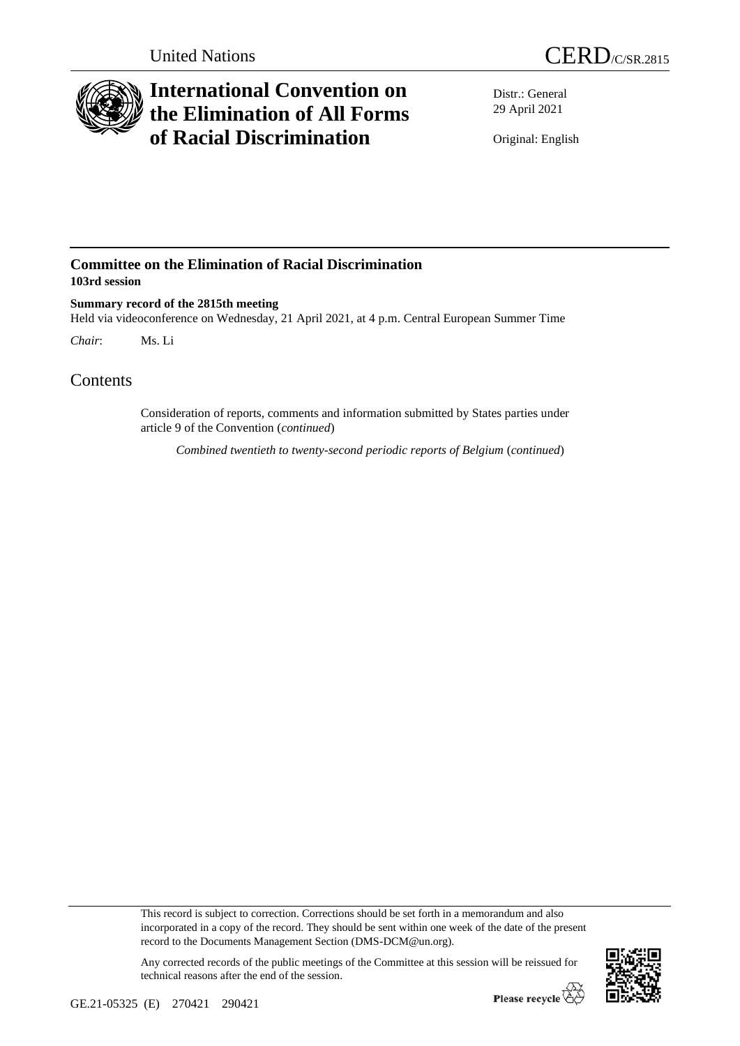United Nations

CERD/C/SR.2815

# International Convention on the Elimination of All Forms of Racial Discrimination

Distr.: General
29 April 2021

Original: English

## Committee on the Elimination of Racial Discrimination
**103rd session**

**Summary record of the 2815th meeting**
Held via videoconference on Wednesday, 21 April 2021, at 4 p.m. Central European Summer Time

*Chair*: Ms. Li

# Contents

Consideration of reports, comments and information submitted by States parties under article 9 of the Convention (*continued*)

*Combined twentieth to twenty-second periodic reports of Belgium* (*continued*)

This record is subject to correction. Corrections should be set forth in a memorandum and also incorporated in a copy of the record. They should be sent within one week of the date of the present record to the Documents Management Section (DMS-DCM@un.org).

Any corrected records of the public meetings of the Committee at this session will be reissued for technical reasons after the end of the session.

GE.21-05325 (E) 270421 290421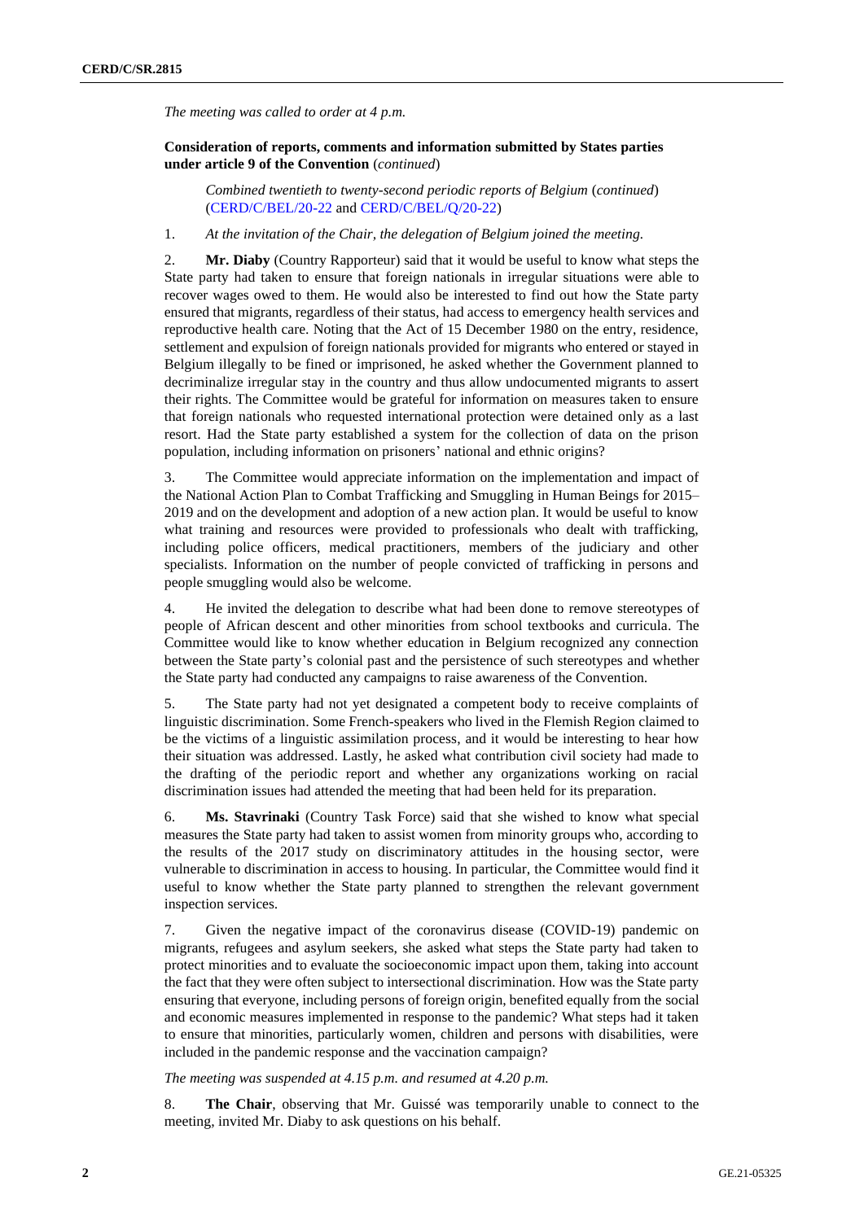*The meeting was called to order at 4 p.m.*

**Consideration of reports, comments and information submitted by States parties under article 9 of the Convention** (*continued*)

*Combined twentieth to twenty-second periodic reports of Belgium* (*continued*) (CERD/C/BEL/20-22 and CERD/C/BEL/Q/20-22)

1. *At the invitation of the Chair, the delegation of Belgium joined the meeting.*

2. **Mr. Diaby** (Country Rapporteur) said that it would be useful to know what steps the State party had taken to ensure that foreign nationals in irregular situations were able to recover wages owed to them. He would also be interested to find out how the State party ensured that migrants, regardless of their status, had access to emergency health services and reproductive health care. Noting that the Act of 15 December 1980 on the entry, residence, settlement and expulsion of foreign nationals provided for migrants who entered or stayed in Belgium illegally to be fined or imprisoned, he asked whether the Government planned to decriminalize irregular stay in the country and thus allow undocumented migrants to assert their rights. The Committee would be grateful for information on measures taken to ensure that foreign nationals who requested international protection were detained only as a last resort. Had the State party established a system for the collection of data on the prison population, including information on prisoners' national and ethnic origins?

3. The Committee would appreciate information on the implementation and impact of the National Action Plan to Combat Trafficking and Smuggling in Human Beings for 2015–2019 and on the development and adoption of a new action plan. It would be useful to know what training and resources were provided to professionals who dealt with trafficking, including police officers, medical practitioners, members of the judiciary and other specialists. Information on the number of people convicted of trafficking in persons and people smuggling would also be welcome.

4. He invited the delegation to describe what had been done to remove stereotypes of people of African descent and other minorities from school textbooks and curricula. The Committee would like to know whether education in Belgium recognized any connection between the State party's colonial past and the persistence of such stereotypes and whether the State party had conducted any campaigns to raise awareness of the Convention.

5. The State party had not yet designated a competent body to receive complaints of linguistic discrimination. Some French-speakers who lived in the Flemish Region claimed to be the victims of a linguistic assimilation process, and it would be interesting to hear how their situation was addressed. Lastly, he asked what contribution civil society had made to the drafting of the periodic report and whether any organizations working on racial discrimination issues had attended the meeting that had been held for its preparation.

6. **Ms. Stavrinaki** (Country Task Force) said that she wished to know what special measures the State party had taken to assist women from minority groups who, according to the results of the 2017 study on discriminatory attitudes in the housing sector, were vulnerable to discrimination in access to housing. In particular, the Committee would find it useful to know whether the State party planned to strengthen the relevant government inspection services.

7. Given the negative impact of the coronavirus disease (COVID-19) pandemic on migrants, refugees and asylum seekers, she asked what steps the State party had taken to protect minorities and to evaluate the socioeconomic impact upon them, taking into account the fact that they were often subject to intersectional discrimination. How was the State party ensuring that everyone, including persons of foreign origin, benefited equally from the social and economic measures implemented in response to the pandemic? What steps had it taken to ensure that minorities, particularly women, children and persons with disabilities, were included in the pandemic response and the vaccination campaign?

*The meeting was suspended at 4.15 p.m. and resumed at 4.20 p.m.*

8. **The Chair**, observing that Mr. Guissé was temporarily unable to connect to the meeting, invited Mr. Diaby to ask questions on his behalf.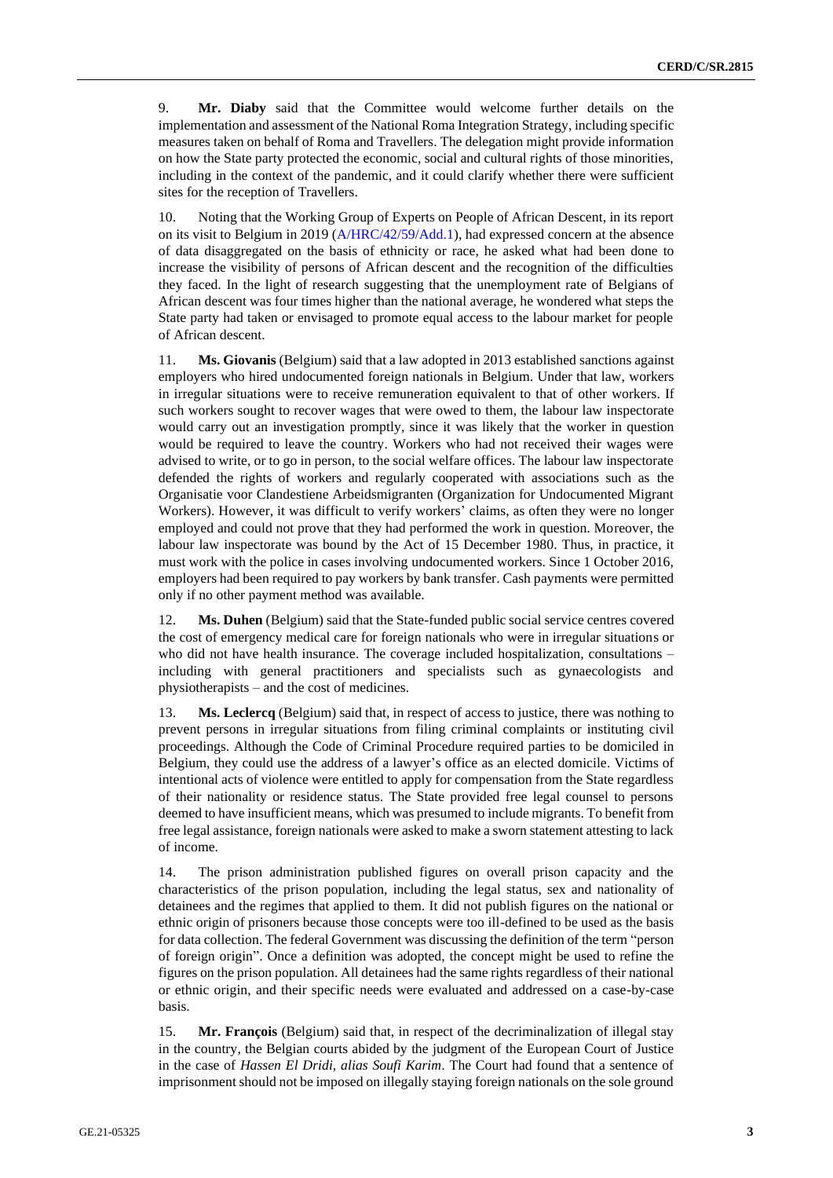9. **Mr. Diaby** said that the Committee would welcome further details on the implementation and assessment of the National Roma Integration Strategy, including specific measures taken on behalf of Roma and Travellers. The delegation might provide information on how the State party protected the economic, social and cultural rights of those minorities, including in the context of the pandemic, and it could clarify whether there were sufficient sites for the reception of Travellers.

10. Noting that the Working Group of Experts on People of African Descent, in its report on its visit to Belgium in 2019 (A/HRC/42/59/Add.1), had expressed concern at the absence of data disaggregated on the basis of ethnicity or race, he asked what had been done to increase the visibility of persons of African descent and the recognition of the difficulties they faced. In the light of research suggesting that the unemployment rate of Belgians of African descent was four times higher than the national average, he wondered what steps the State party had taken or envisaged to promote equal access to the labour market for people of African descent.

11. **Ms. Giovanis** (Belgium) said that a law adopted in 2013 established sanctions against employers who hired undocumented foreign nationals in Belgium. Under that law, workers in irregular situations were to receive remuneration equivalent to that of other workers. If such workers sought to recover wages that were owed to them, the labour law inspectorate would carry out an investigation promptly, since it was likely that the worker in question would be required to leave the country. Workers who had not received their wages were advised to write, or to go in person, to the social welfare offices. The labour law inspectorate defended the rights of workers and regularly cooperated with associations such as the Organisatie voor Clandestiene Arbeidsmigranten (Organization for Undocumented Migrant Workers). However, it was difficult to verify workers' claims, as often they were no longer employed and could not prove that they had performed the work in question. Moreover, the labour law inspectorate was bound by the Act of 15 December 1980. Thus, in practice, it must work with the police in cases involving undocumented workers. Since 1 October 2016, employers had been required to pay workers by bank transfer. Cash payments were permitted only if no other payment method was available.

12. **Ms. Duhen** (Belgium) said that the State-funded public social service centres covered the cost of emergency medical care for foreign nationals who were in irregular situations or who did not have health insurance. The coverage included hospitalization, consultations – including with general practitioners and specialists such as gynaecologists and physiotherapists – and the cost of medicines.

13. **Ms. Leclercq** (Belgium) said that, in respect of access to justice, there was nothing to prevent persons in irregular situations from filing criminal complaints or instituting civil proceedings. Although the Code of Criminal Procedure required parties to be domiciled in Belgium, they could use the address of a lawyer's office as an elected domicile. Victims of intentional acts of violence were entitled to apply for compensation from the State regardless of their nationality or residence status. The State provided free legal counsel to persons deemed to have insufficient means, which was presumed to include migrants. To benefit from free legal assistance, foreign nationals were asked to make a sworn statement attesting to lack of income.

14. The prison administration published figures on overall prison capacity and the characteristics of the prison population, including the legal status, sex and nationality of detainees and the regimes that applied to them. It did not publish figures on the national or ethnic origin of prisoners because those concepts were too ill-defined to be used as the basis for data collection. The federal Government was discussing the definition of the term "person of foreign origin". Once a definition was adopted, the concept might be used to refine the figures on the prison population. All detainees had the same rights regardless of their national or ethnic origin, and their specific needs were evaluated and addressed on a case-by-case basis.

15. **Mr. François** (Belgium) said that, in respect of the decriminalization of illegal stay in the country, the Belgian courts abided by the judgment of the European Court of Justice in the case of *Hassen El Dridi, alias Soufi Karim*. The Court had found that a sentence of imprisonment should not be imposed on illegally staying foreign nationals on the sole ground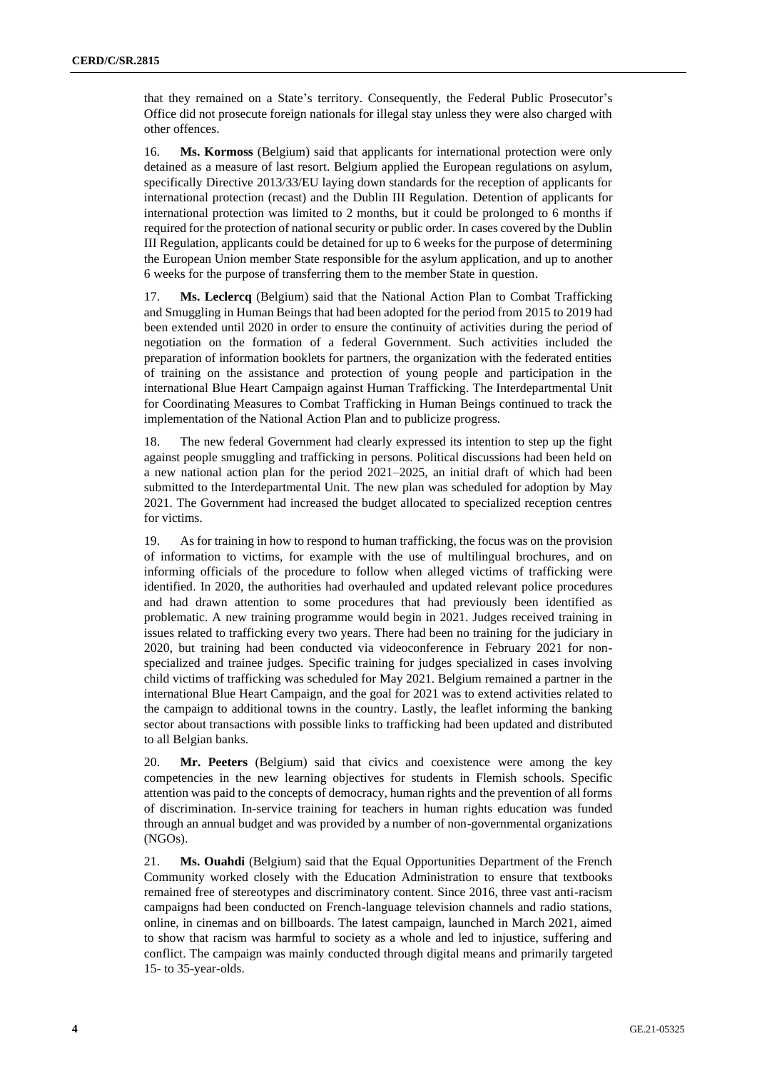that they remained on a State's territory. Consequently, the Federal Public Prosecutor's Office did not prosecute foreign nationals for illegal stay unless they were also charged with other offences.

16. **Ms. Kormoss** (Belgium) said that applicants for international protection were only detained as a measure of last resort. Belgium applied the European regulations on asylum, specifically Directive 2013/33/EU laying down standards for the reception of applicants for international protection (recast) and the Dublin III Regulation. Detention of applicants for international protection was limited to 2 months, but it could be prolonged to 6 months if required for the protection of national security or public order. In cases covered by the Dublin III Regulation, applicants could be detained for up to 6 weeks for the purpose of determining the European Union member State responsible for the asylum application, and up to another 6 weeks for the purpose of transferring them to the member State in question.

17. **Ms. Leclercq** (Belgium) said that the National Action Plan to Combat Trafficking and Smuggling in Human Beings that had been adopted for the period from 2015 to 2019 had been extended until 2020 in order to ensure the continuity of activities during the period of negotiation on the formation of a federal Government. Such activities included the preparation of information booklets for partners, the organization with the federated entities of training on the assistance and protection of young people and participation in the international Blue Heart Campaign against Human Trafficking. The Interdepartmental Unit for Coordinating Measures to Combat Trafficking in Human Beings continued to track the implementation of the National Action Plan and to publicize progress.

18. The new federal Government had clearly expressed its intention to step up the fight against people smuggling and trafficking in persons. Political discussions had been held on a new national action plan for the period 2021–2025, an initial draft of which had been submitted to the Interdepartmental Unit. The new plan was scheduled for adoption by May 2021. The Government had increased the budget allocated to specialized reception centres for victims.

19. As for training in how to respond to human trafficking, the focus was on the provision of information to victims, for example with the use of multilingual brochures, and on informing officials of the procedure to follow when alleged victims of trafficking were identified. In 2020, the authorities had overhauled and updated relevant police procedures and had drawn attention to some procedures that had previously been identified as problematic. A new training programme would begin in 2021. Judges received training in issues related to trafficking every two years. There had been no training for the judiciary in 2020, but training had been conducted via videoconference in February 2021 for non-specialized and trainee judges. Specific training for judges specialized in cases involving child victims of trafficking was scheduled for May 2021. Belgium remained a partner in the international Blue Heart Campaign, and the goal for 2021 was to extend activities related to the campaign to additional towns in the country. Lastly, the leaflet informing the banking sector about transactions with possible links to trafficking had been updated and distributed to all Belgian banks.

20. **Mr. Peeters** (Belgium) said that civics and coexistence were among the key competencies in the new learning objectives for students in Flemish schools. Specific attention was paid to the concepts of democracy, human rights and the prevention of all forms of discrimination. In-service training for teachers in human rights education was funded through an annual budget and was provided by a number of non-governmental organizations (NGOs).

21. **Ms. Ouahdi** (Belgium) said that the Equal Opportunities Department of the French Community worked closely with the Education Administration to ensure that textbooks remained free of stereotypes and discriminatory content. Since 2016, three vast anti-racism campaigns had been conducted on French-language television channels and radio stations, online, in cinemas and on billboards. The latest campaign, launched in March 2021, aimed to show that racism was harmful to society as a whole and led to injustice, suffering and conflict. The campaign was mainly conducted through digital means and primarily targeted 15- to 35-year-olds.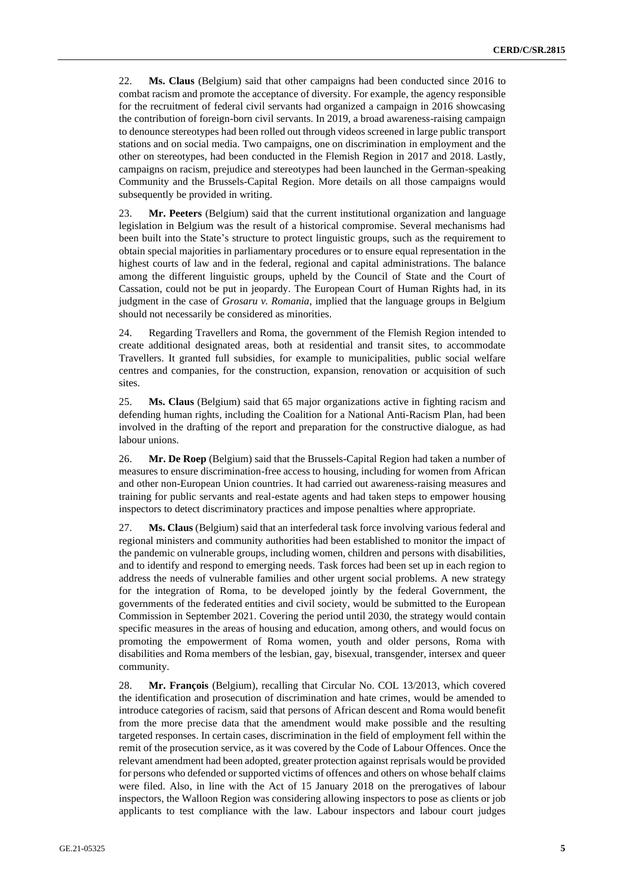22. **Ms. Claus** (Belgium) said that other campaigns had been conducted since 2016 to combat racism and promote the acceptance of diversity. For example, the agency responsible for the recruitment of federal civil servants had organized a campaign in 2016 showcasing the contribution of foreign-born civil servants. In 2019, a broad awareness-raising campaign to denounce stereotypes had been rolled out through videos screened in large public transport stations and on social media. Two campaigns, one on discrimination in employment and the other on stereotypes, had been conducted in the Flemish Region in 2017 and 2018. Lastly, campaigns on racism, prejudice and stereotypes had been launched in the German-speaking Community and the Brussels-Capital Region. More details on all those campaigns would subsequently be provided in writing.

23. **Mr. Peeters** (Belgium) said that the current institutional organization and language legislation in Belgium was the result of a historical compromise. Several mechanisms had been built into the State's structure to protect linguistic groups, such as the requirement to obtain special majorities in parliamentary procedures or to ensure equal representation in the highest courts of law and in the federal, regional and capital administrations. The balance among the different linguistic groups, upheld by the Council of State and the Court of Cassation, could not be put in jeopardy. The European Court of Human Rights had, in its judgment in the case of *Grosaru v. Romania*, implied that the language groups in Belgium should not necessarily be considered as minorities.

24. Regarding Travellers and Roma, the government of the Flemish Region intended to create additional designated areas, both at residential and transit sites, to accommodate Travellers. It granted full subsidies, for example to municipalities, public social welfare centres and companies, for the construction, expansion, renovation or acquisition of such sites.

25. **Ms. Claus** (Belgium) said that 65 major organizations active in fighting racism and defending human rights, including the Coalition for a National Anti-Racism Plan, had been involved in the drafting of the report and preparation for the constructive dialogue, as had labour unions.

26. **Mr. De Roep** (Belgium) said that the Brussels-Capital Region had taken a number of measures to ensure discrimination-free access to housing, including for women from African and other non-European Union countries. It had carried out awareness-raising measures and training for public servants and real-estate agents and had taken steps to empower housing inspectors to detect discriminatory practices and impose penalties where appropriate.

27. **Ms. Claus** (Belgium) said that an interfederal task force involving various federal and regional ministers and community authorities had been established to monitor the impact of the pandemic on vulnerable groups, including women, children and persons with disabilities, and to identify and respond to emerging needs. Task forces had been set up in each region to address the needs of vulnerable families and other urgent social problems. A new strategy for the integration of Roma, to be developed jointly by the federal Government, the governments of the federated entities and civil society, would be submitted to the European Commission in September 2021. Covering the period until 2030, the strategy would contain specific measures in the areas of housing and education, among others, and would focus on promoting the empowerment of Roma women, youth and older persons, Roma with disabilities and Roma members of the lesbian, gay, bisexual, transgender, intersex and queer community.

28. **Mr. François** (Belgium), recalling that Circular No. COL 13/2013, which covered the identification and prosecution of discrimination and hate crimes, would be amended to introduce categories of racism, said that persons of African descent and Roma would benefit from the more precise data that the amendment would make possible and the resulting targeted responses. In certain cases, discrimination in the field of employment fell within the remit of the prosecution service, as it was covered by the Code of Labour Offences. Once the relevant amendment had been adopted, greater protection against reprisals would be provided for persons who defended or supported victims of offences and others on whose behalf claims were filed. Also, in line with the Act of 15 January 2018 on the prerogatives of labour inspectors, the Walloon Region was considering allowing inspectors to pose as clients or job applicants to test compliance with the law. Labour inspectors and labour court judges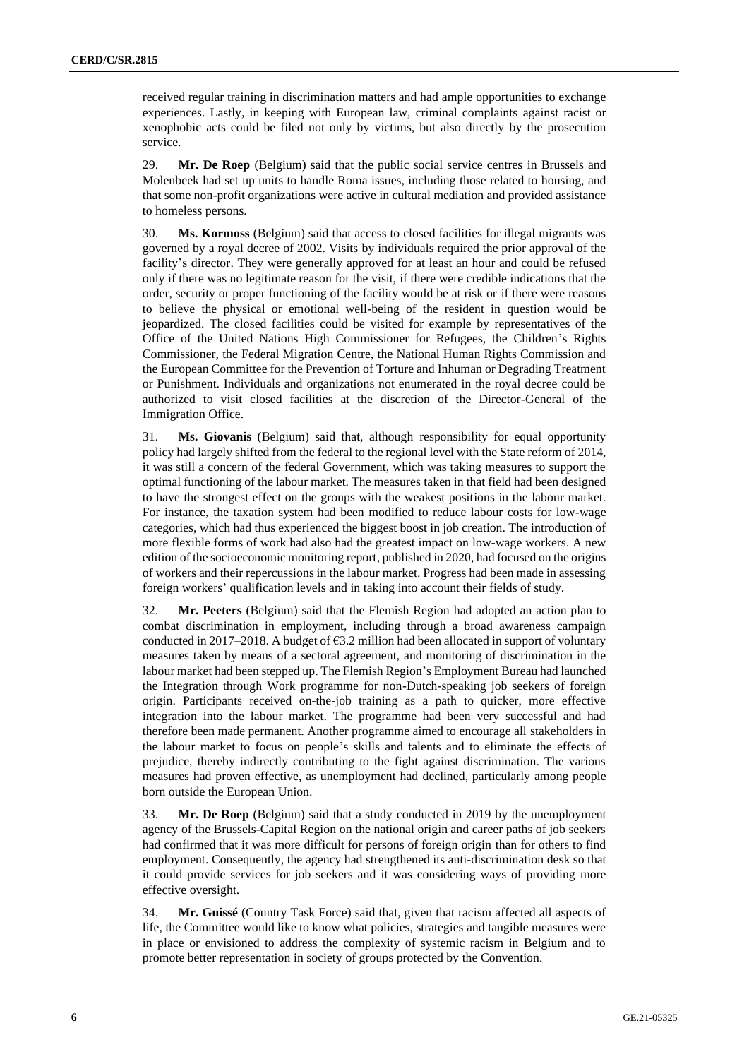received regular training in discrimination matters and had ample opportunities to exchange experiences. Lastly, in keeping with European law, criminal complaints against racist or xenophobic acts could be filed not only by victims, but also directly by the prosecution service.

29. **Mr. De Roep** (Belgium) said that the public social service centres in Brussels and Molenbeek had set up units to handle Roma issues, including those related to housing, and that some non-profit organizations were active in cultural mediation and provided assistance to homeless persons.

30. **Ms. Kormoss** (Belgium) said that access to closed facilities for illegal migrants was governed by a royal decree of 2002. Visits by individuals required the prior approval of the facility's director. They were generally approved for at least an hour and could be refused only if there was no legitimate reason for the visit, if there were credible indications that the order, security or proper functioning of the facility would be at risk or if there were reasons to believe the physical or emotional well-being of the resident in question would be jeopardized. The closed facilities could be visited for example by representatives of the Office of the United Nations High Commissioner for Refugees, the Children's Rights Commissioner, the Federal Migration Centre, the National Human Rights Commission and the European Committee for the Prevention of Torture and Inhuman or Degrading Treatment or Punishment. Individuals and organizations not enumerated in the royal decree could be authorized to visit closed facilities at the discretion of the Director-General of the Immigration Office.

31. **Ms. Giovanis** (Belgium) said that, although responsibility for equal opportunity policy had largely shifted from the federal to the regional level with the State reform of 2014, it was still a concern of the federal Government, which was taking measures to support the optimal functioning of the labour market. The measures taken in that field had been designed to have the strongest effect on the groups with the weakest positions in the labour market. For instance, the taxation system had been modified to reduce labour costs for low-wage categories, which had thus experienced the biggest boost in job creation. The introduction of more flexible forms of work had also had the greatest impact on low-wage workers. A new edition of the socioeconomic monitoring report, published in 2020, had focused on the origins of workers and their repercussions in the labour market. Progress had been made in assessing foreign workers' qualification levels and in taking into account their fields of study.

32. **Mr. Peeters** (Belgium) said that the Flemish Region had adopted an action plan to combat discrimination in employment, including through a broad awareness campaign conducted in 2017–2018. A budget of €3.2 million had been allocated in support of voluntary measures taken by means of a sectoral agreement, and monitoring of discrimination in the labour market had been stepped up. The Flemish Region's Employment Bureau had launched the Integration through Work programme for non-Dutch-speaking job seekers of foreign origin. Participants received on-the-job training as a path to quicker, more effective integration into the labour market. The programme had been very successful and had therefore been made permanent. Another programme aimed to encourage all stakeholders in the labour market to focus on people's skills and talents and to eliminate the effects of prejudice, thereby indirectly contributing to the fight against discrimination. The various measures had proven effective, as unemployment had declined, particularly among people born outside the European Union.

33. **Mr. De Roep** (Belgium) said that a study conducted in 2019 by the unemployment agency of the Brussels-Capital Region on the national origin and career paths of job seekers had confirmed that it was more difficult for persons of foreign origin than for others to find employment. Consequently, the agency had strengthened its anti-discrimination desk so that it could provide services for job seekers and it was considering ways of providing more effective oversight.

34. **Mr. Guissé** (Country Task Force) said that, given that racism affected all aspects of life, the Committee would like to know what policies, strategies and tangible measures were in place or envisioned to address the complexity of systemic racism in Belgium and to promote better representation in society of groups protected by the Convention.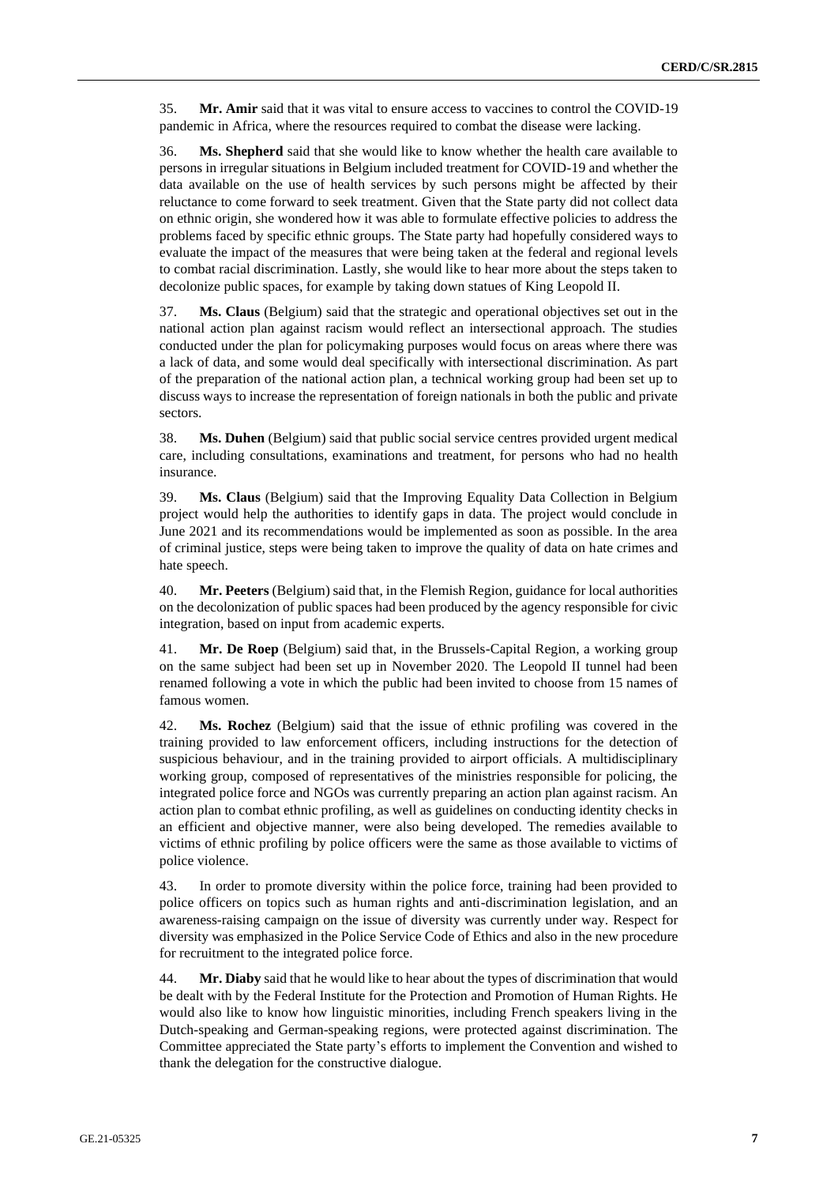35. **Mr. Amir** said that it was vital to ensure access to vaccines to control the COVID-19 pandemic in Africa, where the resources required to combat the disease were lacking.

36. **Ms. Shepherd** said that she would like to know whether the health care available to persons in irregular situations in Belgium included treatment for COVID-19 and whether the data available on the use of health services by such persons might be affected by their reluctance to come forward to seek treatment. Given that the State party did not collect data on ethnic origin, she wondered how it was able to formulate effective policies to address the problems faced by specific ethnic groups. The State party had hopefully considered ways to evaluate the impact of the measures that were being taken at the federal and regional levels to combat racial discrimination. Lastly, she would like to hear more about the steps taken to decolonize public spaces, for example by taking down statues of King Leopold II.

37. **Ms. Claus** (Belgium) said that the strategic and operational objectives set out in the national action plan against racism would reflect an intersectional approach. The studies conducted under the plan for policymaking purposes would focus on areas where there was a lack of data, and some would deal specifically with intersectional discrimination. As part of the preparation of the national action plan, a technical working group had been set up to discuss ways to increase the representation of foreign nationals in both the public and private sectors.

38. **Ms. Duhen** (Belgium) said that public social service centres provided urgent medical care, including consultations, examinations and treatment, for persons who had no health insurance.

39. **Ms. Claus** (Belgium) said that the Improving Equality Data Collection in Belgium project would help the authorities to identify gaps in data. The project would conclude in June 2021 and its recommendations would be implemented as soon as possible. In the area of criminal justice, steps were being taken to improve the quality of data on hate crimes and hate speech.

40. **Mr. Peeters** (Belgium) said that, in the Flemish Region, guidance for local authorities on the decolonization of public spaces had been produced by the agency responsible for civic integration, based on input from academic experts.

41. **Mr. De Roep** (Belgium) said that, in the Brussels-Capital Region, a working group on the same subject had been set up in November 2020. The Leopold II tunnel had been renamed following a vote in which the public had been invited to choose from 15 names of famous women.

42. **Ms. Rochez** (Belgium) said that the issue of ethnic profiling was covered in the training provided to law enforcement officers, including instructions for the detection of suspicious behaviour, and in the training provided to airport officials. A multidisciplinary working group, composed of representatives of the ministries responsible for policing, the integrated police force and NGOs was currently preparing an action plan against racism. An action plan to combat ethnic profiling, as well as guidelines on conducting identity checks in an efficient and objective manner, were also being developed. The remedies available to victims of ethnic profiling by police officers were the same as those available to victims of police violence.

43. In order to promote diversity within the police force, training had been provided to police officers on topics such as human rights and anti-discrimination legislation, and an awareness-raising campaign on the issue of diversity was currently under way. Respect for diversity was emphasized in the Police Service Code of Ethics and also in the new procedure for recruitment to the integrated police force.

44. **Mr. Diaby** said that he would like to hear about the types of discrimination that would be dealt with by the Federal Institute for the Protection and Promotion of Human Rights. He would also like to know how linguistic minorities, including French speakers living in the Dutch-speaking and German-speaking regions, were protected against discrimination. The Committee appreciated the State party's efforts to implement the Convention and wished to thank the delegation for the constructive dialogue.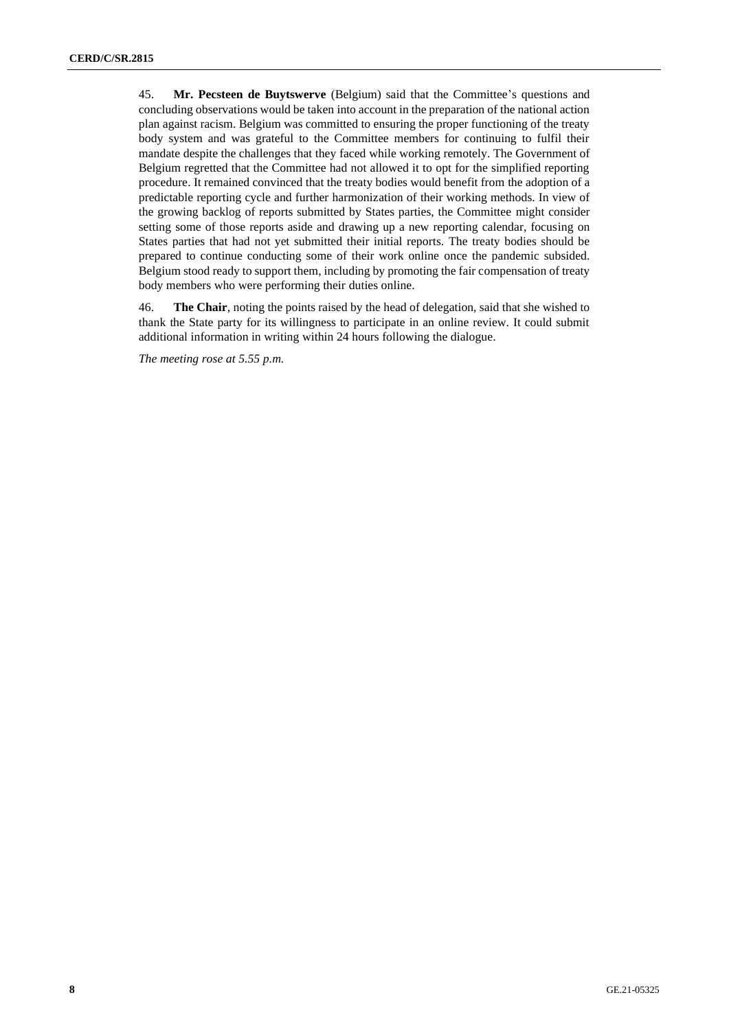45. **Mr. Pecsteen de Buytswerve** (Belgium) said that the Committee's questions and concluding observations would be taken into account in the preparation of the national action plan against racism. Belgium was committed to ensuring the proper functioning of the treaty body system and was grateful to the Committee members for continuing to fulfil their mandate despite the challenges that they faced while working remotely. The Government of Belgium regretted that the Committee had not allowed it to opt for the simplified reporting procedure. It remained convinced that the treaty bodies would benefit from the adoption of a predictable reporting cycle and further harmonization of their working methods. In view of the growing backlog of reports submitted by States parties, the Committee might consider setting some of those reports aside and drawing up a new reporting calendar, focusing on States parties that had not yet submitted their initial reports. The treaty bodies should be prepared to continue conducting some of their work online once the pandemic subsided. Belgium stood ready to support them, including by promoting the fair compensation of treaty body members who were performing their duties online.

46. **The Chair**, noting the points raised by the head of delegation, said that she wished to thank the State party for its willingness to participate in an online review. It could submit additional information in writing within 24 hours following the dialogue.

*The meeting rose at 5.55 p.m.*